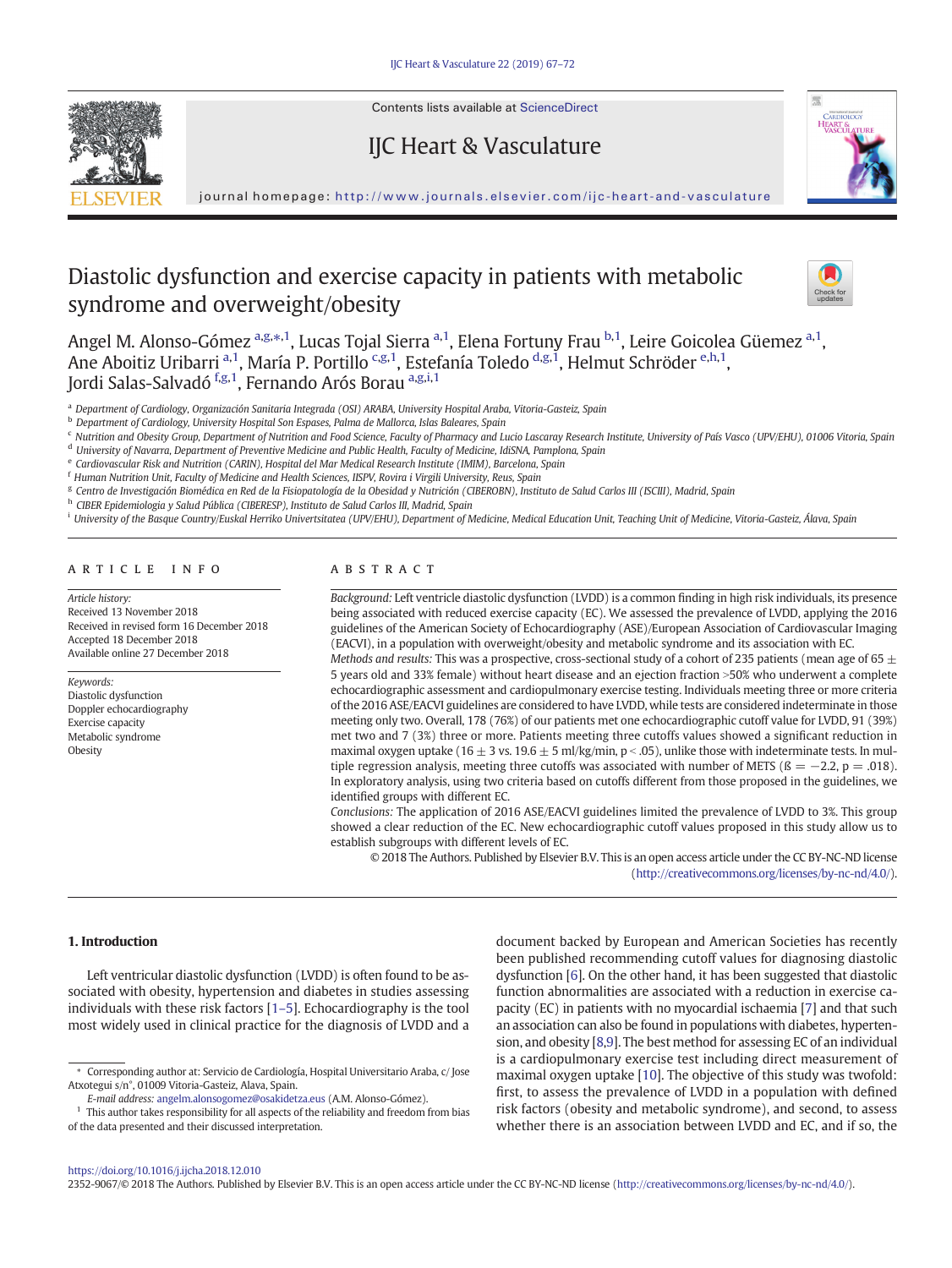# Diastolic dysfunction and exercise capacity in patients with metabolic syndrome and overweight/obesity

Angel M. Alonso-Gómez [a,g,*,1], Lucas Tojal Sierra [a,1], Elena Fortuny Frau [b,1], Leire Goicolea Güemez [a,1], Ane Aboitiz Uribarri [a,1], María P. Portillo [c,g,1], Estefanía Toledo [d,g,1], Helmut Schröder [e,h,1], Jordi Salas-Salvadó [f,g,1], Fernando Arós Borau [a,g,i,1]

[a] Department of Cardiology, Organización Sanitaria Integrada (OSI) ARABA, University Hospital Araba, Vitoria-Gasteiz, Spain
[b] Department of Cardiology, University Hospital Son Espases, Palma de Mallorca, Islas Baleares, Spain
[c] Nutrition and Obesity Group, Department of Nutrition and Food Science, Faculty of Pharmacy and Lucio Lascaray Research Institute, University of País Vasco (UPV/EHU), 01006 Vitoria, Spain
[d] University of Navarra, Department of Preventive Medicine and Public Health, Faculty of Medicine, IdiSNA, Pamplona, Spain
[e] Cardiovascular Risk and Nutrition (CARIN), Hospital del Mar Medical Research Institute (IMIM), Barcelona, Spain
[f] Human Nutrition Unit, Faculty of Medicine and Health Sciences, IISPV, Rovira i Virgili University, Reus, Spain
[g] Centro de Investigación Biomédica en Red de la Fisiopatología de la Obesidad y Nutrición (CIBEROBN), Instituto de Salud Carlos III (ISCIII), Madrid, Spain
[h] CIBER Epidemiologia y Salud Pública (CIBERESP), Instituto de Salud Carlos III, Madrid, Spain
[i] University of the Basque Country/Euskal Herriko Univertsitatea (UPV/EHU), Department of Medicine, Medical Education Unit, Teaching Unit of Medicine, Vitoria-Gasteiz, Álava, Spain

## ARTICLE INFO

*Article history:*
Received 13 November 2018
Received in revised form 16 December 2018
Accepted 18 December 2018
Available online 27 December 2018

*Keywords:*
Diastolic dysfunction
Doppler echocardiography
Exercise capacity
Metabolic syndrome
Obesity

## ABSTRACT

*Background:* Left ventricle diastolic dysfunction (LVDD) is a common finding in high risk individuals, its presence being associated with reduced exercise capacity (EC). We assessed the prevalence of LVDD, applying the 2016 guidelines of the American Society of Echocardiography (ASE)/European Association of Cardiovascular Imaging (EACVI), in a population with overweight/obesity and metabolic syndrome and its association with EC.

*Methods and results:* This was a prospective, cross-sectional study of a cohort of 235 patients (mean age of 65 ± 5 years old and 33% female) without heart disease and an ejection fraction >50% who underwent a complete echocardiographic assessment and cardiopulmonary exercise testing. Individuals meeting three or more criteria of the 2016 ASE/EACVI guidelines are considered to have LVDD, while tests are considered indeterminate in those meeting only two. Overall, 178 (76%) of our patients met one echocardiographic cutoff value for LVDD, 91 (39%) met two and 7 (3%) three or more. Patients meeting three cutoffs values showed a significant reduction in maximal oxygen uptake (16 ± 3 vs. 19.6 ± 5 ml/kg/min, $p < .05$), unlike those with indeterminate tests. In multiple regression analysis, meeting three cutoffs was associated with number of METS ($ß = -2.2$, $p = .018$). In exploratory analysis, using two criteria based on cutoffs different from those proposed in the guidelines, we identified groups with different EC.

*Conclusions:* The application of 2016 ASE/EACVI guidelines limited the prevalence of LVDD to 3%. This group showed a clear reduction of the EC. New echocardiographic cutoff values proposed in this study allow us to establish subgroups with different levels of EC.

© 2018 The Authors. Published by Elsevier B.V. This is an open access article under the CC BY-NC-ND license (http://creativecommons.org/licenses/by-nc-nd/4.0/).

## 1. Introduction

Left ventricular diastolic dysfunction (LVDD) is often found to be associated with obesity, hypertension and diabetes in studies assessing individuals with these risk factors [1–5]. Echocardiography is the tool most widely used in clinical practice for the diagnosis of LVDD and a document backed by European and American Societies has recently been published recommending cutoff values for diagnosing diastolic dysfunction [6]. On the other hand, it has been suggested that diastolic function abnormalities are associated with a reduction in exercise capacity (EC) in patients with no myocardial ischaemia [7] and that such an association can also be found in populations with diabetes, hypertension, and obesity [8,9]. The best method for assessing EC of an individual is a cardiopulmonary exercise test including direct measurement of maximal oxygen uptake [10]. The objective of this study was twofold: first, to assess the prevalence of LVDD in a population with defined risk factors (obesity and metabolic syndrome), and second, to assess whether there is an association between LVDD and EC, and if so, the

\* Corresponding author at: Servicio de Cardiología, Hospital Universitario Araba, c/ Jose Atxotegui s/n°, 01009 Vitoria-Gasteiz, Alava, Spain.
*E-mail address:* angelm.alonsogomez@osakidetza.eus (A.M. Alonso-Gómez).
[1] This author takes responsibility for all aspects of the reliability and freedom from bias of the data presented and their discussed interpretation.

https://doi.org/10.1016/j.ijcha.2018.12.010
2352-9067/© 2018 The Authors. Published by Elsevier B.V. This is an open access article under the CC BY-NC-ND license (http://creativecommons.org/licenses/by-nc-nd/4.0/).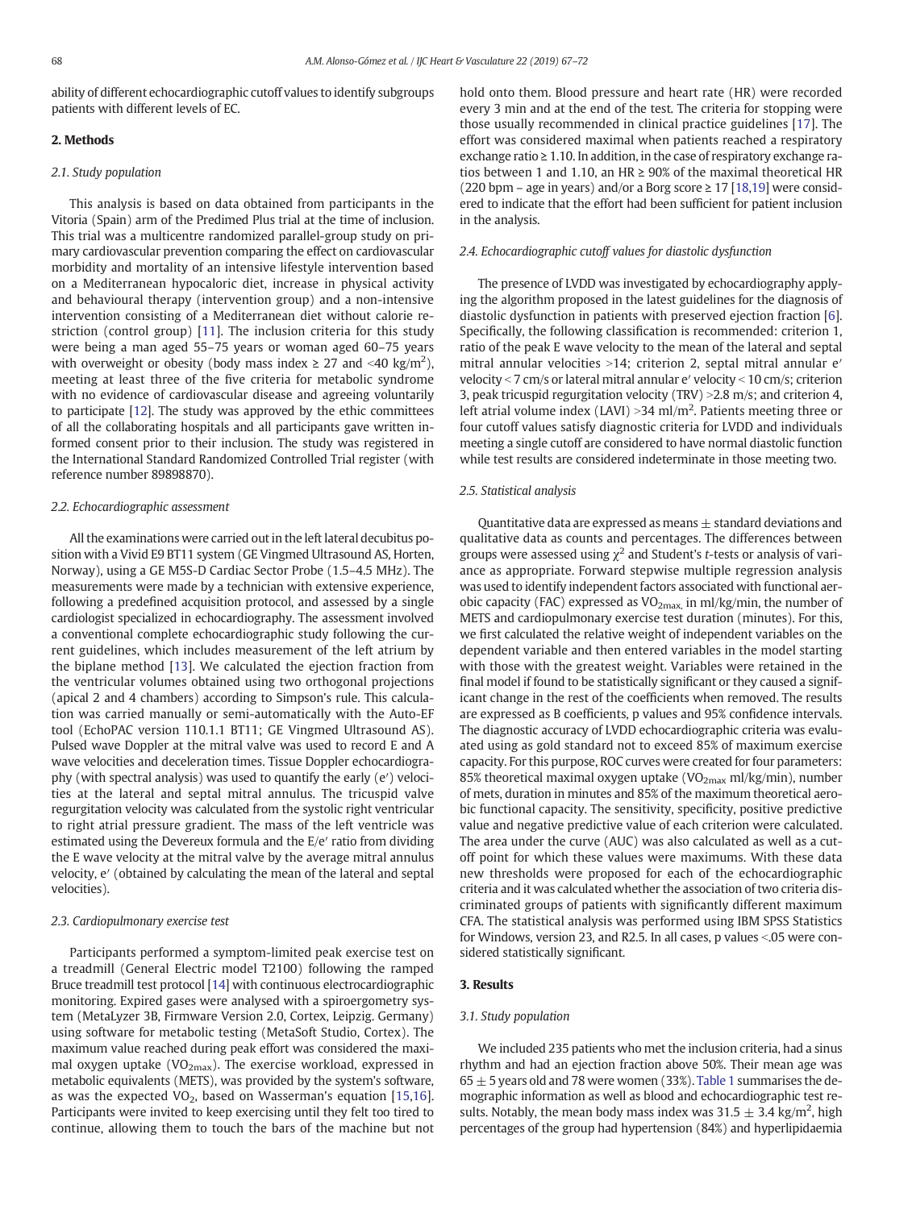ability of different echocardiographic cutoff values to identify subgroups patients with different levels of EC.

## 2. Methods

### 2.1. Study population

This analysis is based on data obtained from participants in the Vitoria (Spain) arm of the Predimed Plus trial at the time of inclusion. This trial was a multicentre randomized parallel-group study on primary cardiovascular prevention comparing the effect on cardiovascular morbidity and mortality of an intensive lifestyle intervention based on a Mediterranean hypocaloric diet, increase in physical activity and behavioural therapy (intervention group) and a non-intensive intervention consisting of a Mediterranean diet without calorie restriction (control group) [11]. The inclusion criteria for this study were being a man aged 55–75 years or woman aged 60–75 years with overweight or obesity (body mass index ≥ 27 and <40 kg/m$^2$), meeting at least three of the five criteria for metabolic syndrome with no evidence of cardiovascular disease and agreeing voluntarily to participate [12]. The study was approved by the ethic committees of all the collaborating hospitals and all participants gave written informed consent prior to their inclusion. The study was registered in the International Standard Randomized Controlled Trial register (with reference number 89898870).

### 2.2. Echocardiographic assessment

All the examinations were carried out in the left lateral decubitus position with a Vivid E9 BT11 system (GE Vingmed Ultrasound AS, Horten, Norway), using a GE M5S-D Cardiac Sector Probe (1.5–4.5 MHz). The measurements were made by a technician with extensive experience, following a predefined acquisition protocol, and assessed by a single cardiologist specialized in echocardiography. The assessment involved a conventional complete echocardiographic study following the current guidelines, which includes measurement of the left atrium by the biplane method [13]. We calculated the ejection fraction from the ventricular volumes obtained using two orthogonal projections (apical 2 and 4 chambers) according to Simpson's rule. This calculation was carried manually or semi-automatically with the Auto-EF tool (EchoPAC version 110.1.1 BT11; GE Vingmed Ultrasound AS). Pulsed wave Doppler at the mitral valve was used to record E and A wave velocities and deceleration times. Tissue Doppler echocardiography (with spectral analysis) was used to quantify the early (e′) velocities at the lateral and septal mitral annulus. The tricuspid valve regurgitation velocity was calculated from the systolic right ventricular to right atrial pressure gradient. The mass of the left ventricle was estimated using the Devereux formula and the E/e′ ratio from dividing the E wave velocity at the mitral valve by the average mitral annulus velocity, e′ (obtained by calculating the mean of the lateral and septal velocities).

### 2.3. Cardiopulmonary exercise test

Participants performed a symptom-limited peak exercise test on a treadmill (General Electric model T2100) following the ramped Bruce treadmill test protocol [14] with continuous electrocardiographic monitoring. Expired gases were analysed with a spiroergometry system (MetaLyzer 3B, Firmware Version 2.0, Cortex, Leipzig. Germany) using software for metabolic testing (MetaSoft Studio, Cortex). The maximum value reached during peak effort was considered the maximal oxygen uptake ($VO_{2max}$). The exercise workload, expressed in metabolic equivalents (METS), was provided by the system's software, as was the expected $VO_2$, based on Wasserman's equation [15,16]. Participants were invited to keep exercising until they felt too tired to continue, allowing them to touch the bars of the machine but not hold onto them. Blood pressure and heart rate (HR) were recorded every 3 min and at the end of the test. The criteria for stopping were those usually recommended in clinical practice guidelines [17]. The effort was considered maximal when patients reached a respiratory exchange ratio ≥ 1.10. In addition, in the case of respiratory exchange ratios between 1 and 1.10, an HR ≥ 90% of the maximal theoretical HR (220 bpm – age in years) and/or a Borg score ≥ 17 [18,19] were considered to indicate that the effort had been sufficient for patient inclusion in the analysis.

### 2.4. Echocardiographic cutoff values for diastolic dysfunction

The presence of LVDD was investigated by echocardiography applying the algorithm proposed in the latest guidelines for the diagnosis of diastolic dysfunction in patients with preserved ejection fraction [6]. Specifically, the following classification is recommended: criterion 1, ratio of the peak E wave velocity to the mean of the lateral and septal mitral annular velocities >14; criterion 2, septal mitral annular e′ velocity < 7 cm/s or lateral mitral annular e′ velocity < 10 cm/s; criterion 3, peak tricuspid regurgitation velocity (TRV) >2.8 m/s; and criterion 4, left atrial volume index (LAVI) >34 ml/m$^2$. Patients meeting three or four cutoff values satisfy diagnostic criteria for LVDD and individuals meeting a single cutoff are considered to have normal diastolic function while test results are considered indeterminate in those meeting two.

### 2.5. Statistical analysis

Quantitative data are expressed as means ± standard deviations and qualitative data as counts and percentages. The differences between groups were assessed using $\chi^2$ and Student's *t*-tests or analysis of variance as appropriate. Forward stepwise multiple regression analysis was used to identify independent factors associated with functional aerobic capacity (FAC) expressed as $VO_{2max,}$ in ml/kg/min, the number of METS and cardiopulmonary exercise test duration (minutes). For this, we first calculated the relative weight of independent variables on the dependent variable and then entered variables in the model starting with those with the greatest weight. Variables were retained in the final model if found to be statistically significant or they caused a significant change in the rest of the coefficients when removed. The results are expressed as B coefficients, p values and 95% confidence intervals. The diagnostic accuracy of LVDD echocardiographic criteria was evaluated using as gold standard not to exceed 85% of maximum exercise capacity. For this purpose, ROC curves were created for four parameters: 85% theoretical maximal oxygen uptake ($VO_{2max}$ ml/kg/min), number of mets, duration in minutes and 85% of the maximum theoretical aerobic functional capacity. The sensitivity, specificity, positive predictive value and negative predictive value of each criterion were calculated. The area under the curve (AUC) was also calculated as well as a cutoff point for which these values were maximums. With these data new thresholds were proposed for each of the echocardiographic criteria and it was calculated whether the association of two criteria discriminated groups of patients with significantly different maximum CFA. The statistical analysis was performed using IBM SPSS Statistics for Windows, version 23, and R2.5. In all cases, p values <.05 were considered statistically significant.

## 3. Results

### 3.1. Study population

We included 235 patients who met the inclusion criteria, had a sinus rhythm and had an ejection fraction above 50%. Their mean age was 65 ± 5 years old and 78 were women (33%). Table 1 summarises the demographic information as well as blood and echocardiographic test results. Notably, the mean body mass index was 31.5 ± 3.4 kg/m$^2$, high percentages of the group had hypertension (84%) and hyperlipidaemia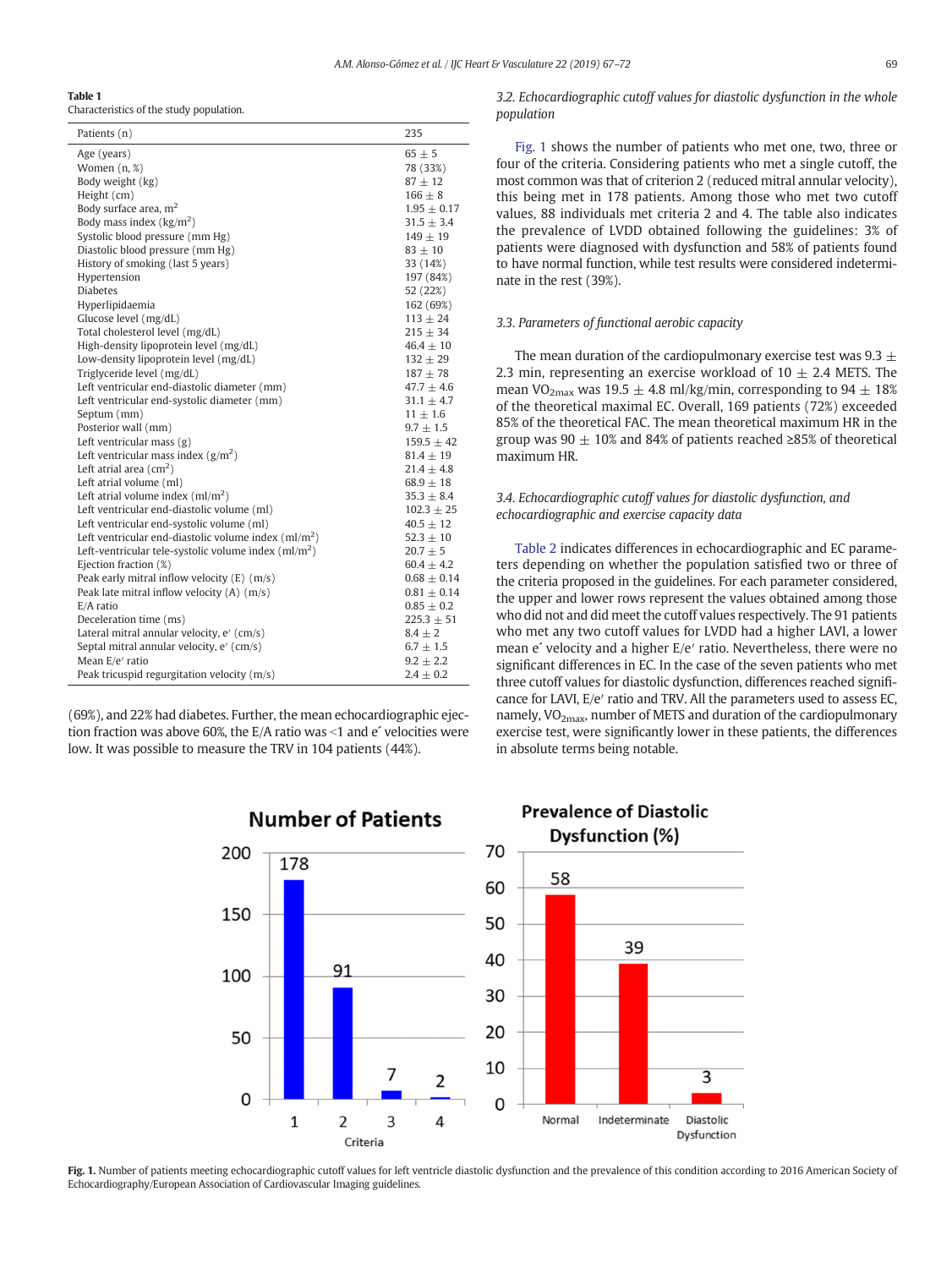**Table 1**
Characteristics of the study population.

| Patients (n) | 235 |
|---|---|
| Age (years) | 65 ± 5 |
| Women (n, %) | 78 (33%) |
| Body weight (kg) | 87 ± 12 |
| Height (cm) | 166 ± 8 |
| Body surface area, $m^2$ | 1.95 ± 0.17 |
| Body mass index ($kg/m^2$) | 31.5 ± 3.4 |
| Systolic blood pressure (mm Hg) | 149 ± 19 |
| Diastolic blood pressure (mm Hg) | 83 ± 10 |
| History of smoking (last 5 years) | 33 (14%) |
| Hypertension | 197 (84%) |
| Diabetes | 52 (22%) |
| Hyperlipidaemia | 162 (69%) |
| Glucose level (mg/dL) | 113 ± 24 |
| Total cholesterol level (mg/dL) | 215 ± 34 |
| High-density lipoprotein level (mg/dL) | 46.4 ± 10 |
| Low-density lipoprotein level (mg/dL) | 132 ± 29 |
| Triglyceride level (mg/dL) | 187 ± 78 |
| Left ventricular end-diastolic diameter (mm) | 47.7 ± 4.6 |
| Left ventricular end-systolic diameter (mm) | 31.1 ± 4.7 |
| Septum (mm) | 11 ± 1.6 |
| Posterior wall (mm) | 9.7 ± 1.5 |
| Left ventricular mass (g) | 159.5 ± 42 |
| Left ventricular mass index ($g/m^2$) | 81.4 ± 19 |
| Left atrial area ($cm^2$) | 21.4 ± 4.8 |
| Left atrial volume (ml) | 68.9 ± 18 |
| Left atrial volume index ($ml/m^2$) | 35.3 ± 8.4 |
| Left ventricular end-diastolic volume (ml) | 102.3 ± 25 |
| Left ventricular end-systolic volume (ml) | 40.5 ± 12 |
| Left ventricular end-diastolic volume index ($ml/m^2$) | 52.3 ± 10 |
| Left-ventricular tele-systolic volume index ($ml/m^2$) | 20.7 ± 5 |
| Ejection fraction (%) | 60.4 ± 4.2 |
| Peak early mitral inflow velocity (E) (m/s) | 0.68 ± 0.14 |
| Peak late mitral inflow velocity (A) (m/s) | 0.81 ± 0.14 |
| E/A ratio | 0.85 ± 0.2 |
| Deceleration time (ms) | 225.3 ± 51 |
| Lateral mitral annular velocity, e′ (cm/s) | 8.4 ± 2 |
| Septal mitral annular velocity, e′ (cm/s) | 6.7 ± 1.5 |
| Mean E/e′ ratio | 9.2 ± 2.2 |
| Peak tricuspid regurgitation velocity (m/s) | 2.4 ± 0.2 |

(69%), and 22% had diabetes. Further, the mean echocardiographic ejection fraction was above 60%, the E/A ratio was <1 and e´ velocities were low. It was possible to measure the TRV in 104 patients (44%).

### 3.2. Echocardiographic cutoff values for diastolic dysfunction in the whole population

Fig. 1 shows the number of patients who met one, two, three or four of the criteria. Considering patients who met a single cutoff, the most common was that of criterion 2 (reduced mitral annular velocity), this being met in 178 patients. Among those who met two cutoff values, 88 individuals met criteria 2 and 4. The table also indicates the prevalence of LVDD obtained following the guidelines: 3% of patients were diagnosed with dysfunction and 58% of patients found to have normal function, while test results were considered indeterminate in the rest (39%).

### 3.3. Parameters of functional aerobic capacity

The mean duration of the cardiopulmonary exercise test was 9.3 ± 2.3 min, representing an exercise workload of 10 ± 2.4 METS. The mean $VO_{2max}$ was 19.5 ± 4.8 ml/kg/min, corresponding to 94 ± 18% of the theoretical maximal EC. Overall, 169 patients (72%) exceeded 85% of the theoretical FAC. The mean theoretical maximum HR in the group was 90 ± 10% and 84% of patients reached ≥85% of theoretical maximum HR.

### 3.4. Echocardiographic cutoff values for diastolic dysfunction, and echocardiographic and exercise capacity data

Table 2 indicates differences in echocardiographic and EC parameters depending on whether the population satisfied two or three of the criteria proposed in the guidelines. For each parameter considered, the upper and lower rows represent the values obtained among those who did not and did meet the cutoff values respectively. The 91 patients who met any two cutoff values for LVDD had a higher LAVI, a lower mean e´ velocity and a higher E/e′ ratio. Nevertheless, there were no significant differences in EC. In the case of the seven patients who met three cutoff values for diastolic dysfunction, differences reached significance for LAVI, E/e′ ratio and TRV. All the parameters used to assess EC, namely, $VO_{2max}$, number of METS and duration of the cardiopulmonary exercise test, were significantly lower in these patients, the differences in absolute terms being notable.

**Fig. 1.** Number of patients meeting echocardiographic cutoff values for left ventricle diastolic dysfunction and the prevalence of this condition according to 2016 American Society of Echocardiography/European Association of Cardiovascular Imaging guidelines.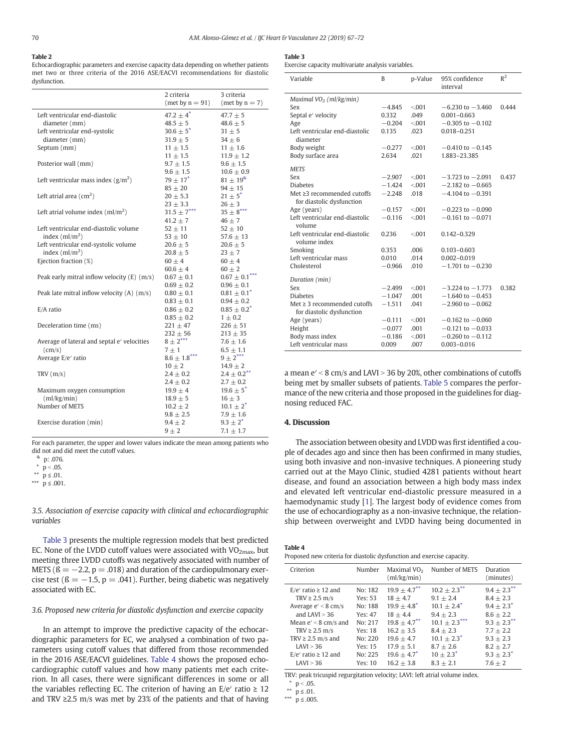**Table 2**
Echocardiographic parameters and exercise capacity data depending on whether patients met two or three criteria of the 2016 ASE/EACVI recommendations for diastolic dysfunction.

| | 2 criteria (met by n = 91) | 3 criteria (met by n = 7) |
|---|---|---|
| Left ventricular end-diastolic diameter (mm) | 47.2 ± 4* | 47.7 ± 5 |
| | 48.5 ± 5 | 48.6 ± 5 |
| Left ventricular end-systolic diameter (mm) | 30.6 ± 5* | 31 ± 5 |
| | 31.9 ± 5 | 34 ± 6 |
| Septum (mm) | 11 ± 1.5 | 11 ± 1.6 |
| | 11 ± 1.5 | 11.9 ± 1.2 |
| Posterior wall (mm) | 9.7 ± 1.5 | 9.6 ± 1.5 |
| | 9.6 ± 1.5 | 10.6 ± 0.9 |
| Left ventricular mass index ($g/m^2$) | 79 ± 17* | 81 ± 19& |
| | 85 ± 20 | 94 ± 15 |
| Left atrial area ($cm^2$) | 20 ± 5.3 | 21 ± 5* |
| | 23 ± 3.3 | 26 ± 3 |
| Left atrial volume index ($ml/m^2$) | 31.5 ± 7*** | 35 ± 8*** |
| | 41.2 ± 7 | 46 ± 7 |
| Left ventricular end-diastolic volume index ($ml/m^2$) | 52 ± 11 | 52 ± 10 |
| | 53 ± 10 | 57.6 ± 13 |
| Left ventricular end-systolic volume index ($ml/m^2$) | 20.6 ± 5 | 20.6 ± 5 |
| | 20.8 ± 5 | 23 ± 7 |
| Ejection fraction (%) | 60 ± 4 | 60 ± 4 |
| | 60.6 ± 4 | 60 ± 2 |
| Peak early mitral inflow velocity (E) (m/s) | 0.67 ± 0.1 | 0.67 ± 0.1*** |
| | 0.69 ± 0.2 | 0.96 ± 0.1 |
| Peak late mitral inflow velocity (A) (m/s) | 0.80 ± 0.1 | 0.81 ± 0.1* |
| | 0.83 ± 0.1 | 0.94 ± 0.2 |
| E/A ratio | 0.86 ± 0.2 | 0.85 ± 0.2* |
| | 0.85 ± 0.2 | 1 ± 0.2 |
| Deceleration time (ms) | 221 ± 47 | 226 ± 51 |
| | 232 ± 56 | 213 ± 35 |
| Average of lateral and septal e′ velocities (cm/s) | 8 ± 2*** | 7.6 ± 1.6 |
| | 7 ± 1 | 6.5 ± 1.1 |
| Average E/e′ ratio | 8.6 ± 1.8*** | 9 ± 2*** |
| | 10 ± 2 | 14.9 ± 2 |
| TRV (m/s) | 2.4 ± 0.2 | 2.4 ± 0.2** |
| | 2.4 ± 0.2 | 2.7 ± 0.2 |
| Maximum oxygen consumption (ml/kg/min) | 19.9 ± 4 | 19.6 ± 5* |
| | 18.9 ± 5 | 16 ± 3 |
| Number of METS | 10.2 ± 2 | 10.1 ± 2* |
| | 9.8 ± 2.5 | 7.9 ± 1.6 |
| Exercise duration (min) | 9.4 ± 2 | 9.3 ± 2* |
| | 9 ± 2 | 7.1 ± 1.7 |

For each parameter, the upper and lower values indicate the mean among patients who did not and did meet the cutoff values.
& p: .076.
* p < .05.
** p ≤ .01.
*** p ≤ .001.

### 3.5. Association of exercise capacity with clinical and echocardiographic variables

Table 3 presents the multiple regression models that best predicted EC. None of the LVDD cutoff values were associated with $VO_{2max}$, but meeting three LVDD cutoffs was negatively associated with number of METS (ß = −2.2, p = .018) and duration of the cardiopulmonary exercise test (ß = −1.5, p = .041). Further, being diabetic was negatively associated with EC.

### 3.6. Proposed new criteria for diastolic dysfunction and exercise capacity

In an attempt to improve the predictive capacity of the echocardiographic parameters for EC, we analysed a combination of two parameters using cutoff values that differed from those recommended in the 2016 ASE/EACVI guidelines. Table 4 shows the proposed echocardiographic cutoff values and how many patients met each criterion. In all cases, there were significant differences in some or all the variables reflecting EC. The criterion of having an E/e′ ratio ≥ 12 and TRV ≥2.5 m/s was met by 23% of the patients and that of having a mean e′ < 8 cm/s and LAVI > 36 by 20%, other combinations of cutoffs being met by smaller subsets of patients. Table 5 compares the performance of the new criteria and those proposed in the guidelines for diagnosing reduced FAC.

**Table 3**
Exercise capacity multivariate analysis variables.

| Variable | B | p-Value | 95% confidence interval | $R^2$ |
|---|---|---|---|---|
| *Maximal $VO_2$ (ml/kg/min)* | | | | |
| Sex | −4.845 | <.001 | −6.230 to −3.460 | 0.444 |
| Septal e′ velocity | 0.332 | .049 | 0.001–0.663 | |
| Age | −0.204 | <.001 | −0.305 to −0.102 | |
| Left ventricular end-diastolic diameter | 0.135 | .023 | 0.018–0.251 | |
| Body weight | −0.277 | <.001 | −0.410 to −0.145 | |
| Body surface area | 2.634 | .021 | 1.883–23.385 | |
| *METS* | | | | |
| Sex | −2.907 | <.001 | −3.723 to −2.091 | 0.437 |
| Diabetes | −1.424 | <.001 | −2.182 to −0.665 | |
| Met ≥3 recommended cutoffs for diastolic dysfunction | −2.248 | .018 | −4.104 to −0.391 | |
| Age (years) | −0.157 | <.001 | −0.223 to −0.090 | |
| Left ventricular end-diastolic volume | −0.116 | <.001 | −0.161 to −0.071 | |
| Left ventricular end-diastolic volume index | 0.236 | <.001 | 0.142–0.329 | |
| Smoking | 0.353 | .006 | 0.103–0.603 | |
| Left ventricular mass | 0.010 | .014 | 0.002–0.019 | |
| Cholesterol | −0.966 | .010 | −1.701 to −0.230 | |
| *Duration (min)* | | | | |
| Sex | −2.499 | <.001 | −3.224 to −1.773 | 0.382 |
| Diabetes | −1.047 | .001 | −1.640 to −0.453 | |
| Met ≥ 3 recommended cutoffs for diastolic dysfunction | −1.511 | .041 | −2.960 to −0.062 | |
| Age (years) | −0.111 | <.001 | −0.162 to −0.060 | |
| Height | −0.077 | .001 | −0.121 to −0.033 | |
| Body mass index | −0.186 | <.001 | −0.260 to −0.112 | |
| Left ventricular mass | 0.009 | .007 | 0.003–0.016 | |

**Table 4**
Proposed new criteria for diastolic dysfunction and exercise capacity.

| Criterion | Number | Maximal $VO_2$ (ml/kg/min) | Number of METS | Duration (minutes) |
|---|---|---|---|---|
| E/e′ ratio ≥ 12 and | No: 182 | 19.9 ± 4.7** | 10.2 ± 2.3** | 9.4 ± 2.3** |
| TRV ≥ 2.5 m/s | Yes: 53 | 18 ± 4.7 | 9.1 ± 2.4 | 8.4 ± 2.3 |
| Average e′ < 8 cm/s | No: 188 | 19.9 ± 4.8* | 10.1 ± 2.4* | 9.4 ± 2.3* |
| and LAVI > 36 | Yes: 47 | 18 ± 4.4 | 9.4 ± 2.3 | 8.6 ± 2.2 |
| Mean e′ < 8 cm/s and | No: 217 | 19.8 ± 4.7** | 10.1 ± 2.3*** | 9.3 ± 2.3** |
| TRV ≥ 2.5 m/s | Yes: 18 | 16.2 ± 3.5 | 8.4 ± 2.3 | 7.7 ± 2.2 |
| TRV ≥ 2.5 m/s and | No: 220 | 19.6 ± 4.7 | 10.1 ± 2.3* | 9.3 ± 2.3 |
| LAVI > 36 | Yes: 15 | 17.9 ± 5.1 | 8.7 ± 2.6 | 8.2 ± 2.7 |
| E/e′ ratio ≥ 12 and | No: 225 | 19.6 ± 4.7* | 10 ± 2.3* | 9.3 ± 2.3* |
| LAVI > 36 | Yes: 10 | 16.2 ± 3.8 | 8.3 ± 2.1 | 7.6 ± 2 |

TRV: peak tricuspid regurgitation velocity; LAVI: left atrial volume index.
* p < .05.
** p ≤ .01.
*** p ≤ .005.

## 4. Discussion

The association between obesity and LVDD was first identified a couple of decades ago and since then has been confirmed in many studies, using both invasive and non-invasive techniques. A pioneering study carried out at the Mayo Clinic, studied 4281 patients without heart disease, and found an association between a high body mass index and elevated left ventricular end-diastolic pressure measured in a haemodynamic study [1]. The largest body of evidence comes from the use of echocardiography as a non-invasive technique, the relationship between overweight and LVDD having being documented in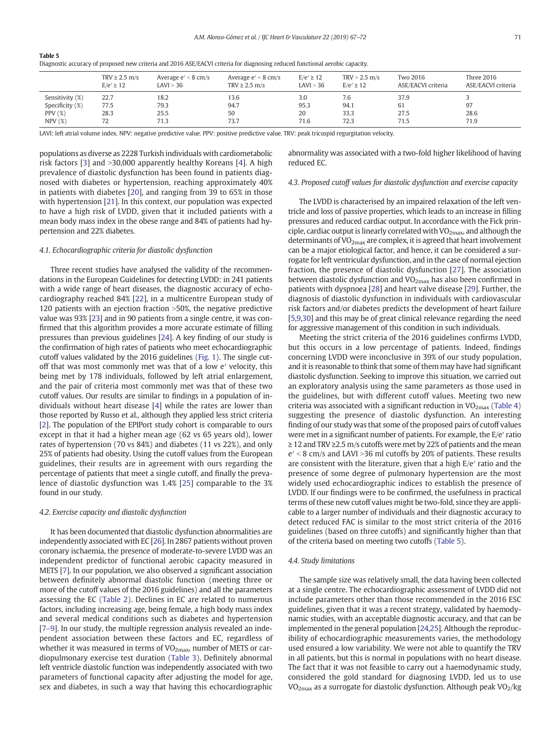**Table 5**
Diagnostic accuracy of proposed new criteria and 2016 ASE/EACVI criteria for diagnosing reduced functional aerobic capacity.

| | TRV ≥ 2.5 m/s E/e′ ≥ 12 | Average e′ < 8 cm/s LAVI > 36 | Average e′ < 8 cm/s TRV ≥ 2.5 m/s | E/e′ ≥ 12 LAVI > 36 | TRV > 2.5 m/s E/e′ ≥ 12 | Two 2016 ASE/EACVI criteria | Three 2016 ASE/EACVI criteria |
|---|---|---|---|---|---|---|---|
| Sensitivity (%) | 22.7 | 18.2 | 13.6 | 3.0 | 7.6 | 37.9 | 3 |
| Specificity (%) | 77.5 | 79.3 | 94.7 | 95.3 | 94.1 | 61 | 97 |
| PPV (%) | 28.3 | 25.5 | 50 | 20 | 33.3 | 27.5 | 28.6 |
| NPV (%) | 72 | 71.3 | 73.7 | 71.6 | 72.3 | 71.5 | 71.9 |

LAVI: left atrial volume index. NPV: negative predictive value. PPV: positive predictive value. TRV: peak tricuspid regurgitation velocity.

populations as diverse as 2228 Turkish individuals with cardiometabolic risk factors [3] and >30,000 apparently healthy Koreans [4]. A high prevalence of diastolic dysfunction has been found in patients diagnosed with diabetes or hypertension, reaching approximately 40% in patients with diabetes [20], and ranging from 39 to 65% in those with hypertension [21]. In this context, our population was expected to have a high risk of LVDD, given that it included patients with a mean body mass index in the obese range and 84% of patients had hypertension and 22% diabetes.

### 4.1. Echocardiographic criteria for diastolic dysfunction

Three recent studies have analysed the validity of the recommendations in the European Guidelines for detecting LVDD: in 241 patients with a wide range of heart diseases, the diagnostic accuracy of echocardiography reached 84% [22], in a multicentre European study of 120 patients with an ejection fraction >50%, the negative predictive value was 93% [23] and in 90 patients from a single centre, it was confirmed that this algorithm provides a more accurate estimate of filling pressures than previous guidelines [24]. A key finding of our study is the confirmation of high rates of patients who meet echocardiographic cutoff values validated by the 2016 guidelines (Fig. 1). The single cutoff that was most commonly met was that of a low e′ velocity, this being met by 178 individuals, followed by left atrial enlargement, and the pair of criteria most commonly met was that of these two cutoff values. Our results are similar to findings in a population of individuals without heart disease [4] while the rates are lower than those reported by Russo et al., although they applied less strict criteria [2]. The population of the EPIPort study cohort is comparable to ours except in that it had a higher mean age (62 vs 65 years old), lower rates of hypertension (70 vs 84%) and diabetes (11 vs 22%), and only 25% of patients had obesity. Using the cutoff values from the European guidelines, their results are in agreement with ours regarding the percentage of patients that meet a single cutoff, and finally the prevalence of diastolic dysfunction was 1.4% [25] comparable to the 3% found in our study.

### 4.2. Exercise capacity and diastolic dysfunction

It has been documented that diastolic dysfunction abnormalities are independently associated with EC [26]. In 2867 patients without proven coronary ischaemia, the presence of moderate-to-severe LVDD was an independent predictor of functional aerobic capacity measured in METS [7]. In our population, we also observed a significant association between definitely abnormal diastolic function (meeting three or more of the cutoff values of the 2016 guidelines) and all the parameters assessing the EC (Table 2). Declines in EC are related to numerous factors, including increasing age, being female, a high body mass index and several medical conditions such as diabetes and hypertension [7–9]. In our study, the multiple regression analysis revealed an independent association between these factors and EC, regardless of whether it was measured in terms of $VO_{2max}$, number of METS or cardiopulmonary exercise test duration (Table 3). Definitely abnormal left ventricle diastolic function was independently associated with two parameters of functional capacity after adjusting the model for age, sex and diabetes, in such a way that having this echocardiographic abnormality was associated with a two-fold higher likelihood of having reduced EC.

### 4.3. Proposed cutoff values for diastolic dysfunction and exercise capacity

The LVDD is characterised by an impaired relaxation of the left ventricle and loss of passive properties, which leads to an increase in filling pressures and reduced cardiac output. In accordance with the Fick principle, cardiac output is linearly correlated with $VO_{2max}$, and although the determinants of $VO_{2max}$ are complex, it is agreed that heart involvement can be a major etiological factor, and hence, it can be considered a surrogate for left ventricular dysfunction, and in the case of normal ejection fraction, the presence of diastolic dysfunction [27]. The association between diastolic dysfunction and $VO_{2max}$ has also been confirmed in patients with dyspnoea [28] and heart valve disease [29]. Further, the diagnosis of diastolic dysfunction in individuals with cardiovascular risk factors and/or diabetes predicts the development of heart failure [5,9,30] and this may be of great clinical relevance regarding the need for aggressive management of this condition in such individuals.

Meeting the strict criteria of the 2016 guidelines confirms LVDD, but this occurs in a low percentage of patients. Indeed, findings concerning LVDD were inconclusive in 39% of our study population, and it is reasonable to think that some of them may have had significant diastolic dysfunction. Seeking to improve this situation, we carried out an exploratory analysis using the same parameters as those used in the guidelines, but with different cutoff values. Meeting two new criteria was associated with a significant reduction in $VO_{2max}$ (Table 4) suggesting the presence of diastolic dysfunction. An interesting finding of our study was that some of the proposed pairs of cutoff values were met in a significant number of patients. For example, the E/e′ ratio ≥ 12 and TRV ≥2.5 m/s cutoffs were met by 22% of patients and the mean e′ < 8 cm/s and LAVI >36 ml cutoffs by 20% of patients. These results are consistent with the literature, given that a high E/e′ ratio and the presence of some degree of pulmonary hypertension are the most widely used echocardiographic indices to establish the presence of LVDD. If our findings were to be confirmed, the usefulness in practical terms of these new cutoff values might be two-fold, since they are applicable to a larger number of individuals and their diagnostic accuracy to detect reduced FAC is similar to the most strict criteria of the 2016 guidelines (based on three cutoffs) and significantly higher than that of the criteria based on meeting two cutoffs (Table 5).

### 4.4. Study limitations

The sample size was relatively small, the data having been collected at a single centre. The echocardiographic assessment of LVDD did not include parameters other than those recommended in the 2016 ESC guidelines, given that it was a recent strategy, validated by haemodynamic studies, with an acceptable diagnostic accuracy, and that can be implemented in the general population [24,25]. Although the reproducibility of echocardiographic measurements varies, the methodology used ensured a low variability. We were not able to quantify the TRV in all patients, but this is normal in populations with no heart disease. The fact that it was not feasible to carry out a haemodynamic study, considered the gold standard for diagnosing LVDD, led us to use $VO_{2max}$ as a surrogate for diastolic dysfunction. Although peak $VO_2$/kg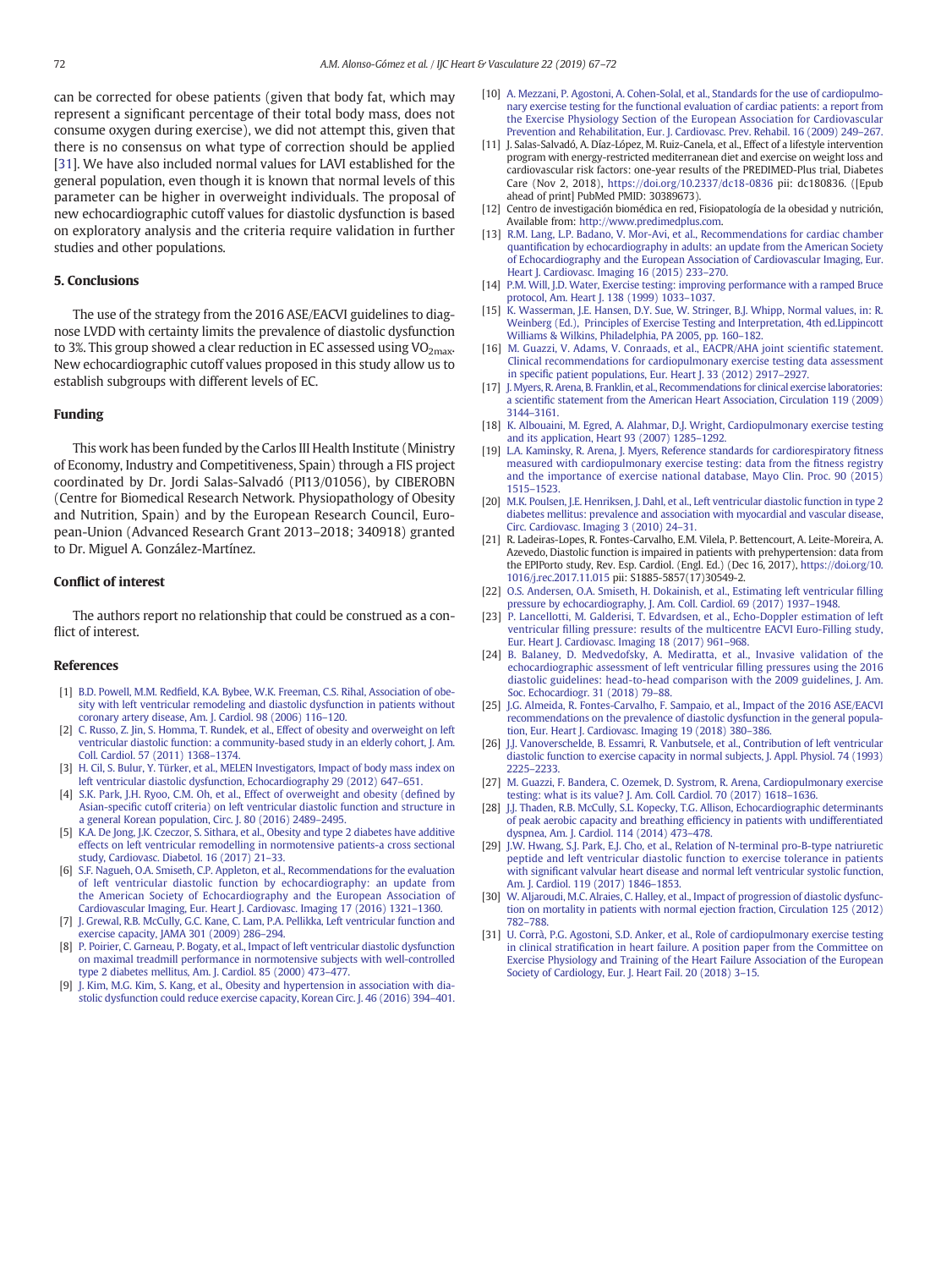can be corrected for obese patients (given that body fat, which may represent a significant percentage of their total body mass, does not consume oxygen during exercise), we did not attempt this, given that there is no consensus on what type of correction should be applied [31]. We have also included normal values for LAVI established for the general population, even though it is known that normal levels of this parameter can be higher in overweight individuals. The proposal of new echocardiographic cutoff values for diastolic dysfunction is based on exploratory analysis and the criteria require validation in further studies and other populations.

## 5. Conclusions

The use of the strategy from the 2016 ASE/EACVI guidelines to diagnose LVDD with certainty limits the prevalence of diastolic dysfunction to 3%. This group showed a clear reduction in EC assessed using $VO_{2max}$. New echocardiographic cutoff values proposed in this study allow us to establish subgroups with different levels of EC.

## Funding

This work has been funded by the Carlos III Health Institute (Ministry of Economy, Industry and Competitiveness, Spain) through a FIS project coordinated by Dr. Jordi Salas-Salvadó (PI13/01056), by CIBEROBN (Centre for Biomedical Research Network. Physiopathology of Obesity and Nutrition, Spain) and by the European Research Council, European-Union (Advanced Research Grant 2013–2018; 340918) granted to Dr. Miguel A. González-Martínez.

## Conflict of interest

The authors report no relationship that could be construed as a conflict of interest.

## References

[1] B.D. Powell, M.M. Redfield, K.A. Bybee, W.K. Freeman, C.S. Rihal, Association of obesity with left ventricular remodeling and diastolic dysfunction in patients without coronary artery disease, Am. J. Cardiol. 98 (2006) 116–120.

[2] C. Russo, Z. Jin, S. Homma, T. Rundek, et al., Effect of obesity and overweight on left ventricular diastolic function: a community-based study in an elderly cohort, J. Am. Coll. Cardiol. 57 (2011) 1368–1374.

[3] H. Cil, S. Bulur, Y. Türker, et al., MELEN Investigators, Impact of body mass index on left ventricular diastolic dysfunction, Echocardiography 29 (2012) 647–651.

[4] S.K. Park, J.H. Ryoo, C.M. Oh, et al., Effect of overweight and obesity (defined by Asian-specific cutoff criteria) on left ventricular diastolic function and structure in a general Korean population, Circ. J. 80 (2016) 2489–2495.

[5] K.A. De Jong, J.K. Czeczor, S. Sithara, et al., Obesity and type 2 diabetes have additive effects on left ventricular remodelling in normotensive patients-a cross sectional study, Cardiovasc. Diabetol. 16 (2017) 21–33.

[6] S.F. Nagueh, O.A. Smiseth, C.P. Appleton, et al., Recommendations for the evaluation of left ventricular diastolic function by echocardiography: an update from the American Society of Echocardiography and the European Association of Cardiovascular Imaging, Eur. Heart J. Cardiovasc. Imaging 17 (2016) 1321–1360.

[7] J. Grewal, R.B. McCully, G.C. Kane, C. Lam, P.A. Pellikka, Left ventricular function and exercise capacity, JAMA 301 (2009) 286–294.

[8] P. Poirier, C. Garneau, P. Bogaty, et al., Impact of left ventricular diastolic dysfunction on maximal treadmill performance in normotensive subjects with well-controlled type 2 diabetes mellitus, Am. J. Cardiol. 85 (2000) 473–477.

[9] J. Kim, M.G. Kim, S. Kang, et al., Obesity and hypertension in association with diastolic dysfunction could reduce exercise capacity, Korean Circ. J. 46 (2016) 394–401.

[10] A. Mezzani, P. Agostoni, A. Cohen-Solal, et al., Standards for the use of cardiopulmonary exercise testing for the functional evaluation of cardiac patients: a report from the Exercise Physiology Section of the European Association for Cardiovascular Prevention and Rehabilitation, Eur. J. Cardiovasc. Prev. Rehabil. 16 (2009) 249–267.

[11] J. Salas-Salvadó, A. Díaz-López, M. Ruiz-Canela, et al., Effect of a lifestyle intervention program with energy-restricted mediterranean diet and exercise on weight loss and cardiovascular risk factors: one-year results of the PREDIMED-Plus trial, Diabetes Care (Nov 2, 2018), https://doi.org/10.2337/dc18-0836 pii: dc180836. ([Epub ahead of print] PubMed PMID: 30389673).

[12] Centro de investigación biomédica en red, Fisiopatología de la obesidad y nutrición, Available from: http://www.predimedplus.com.

[13] R.M. Lang, L.P. Badano, V. Mor-Avi, et al., Recommendations for cardiac chamber quantification by echocardiography in adults: an update from the American Society of Echocardiography and the European Association of Cardiovascular Imaging, Eur. Heart J. Cardiovasc. Imaging 16 (2015) 233–270.

[14] P.M. Will, J.D. Water, Exercise testing: improving performance with a ramped Bruce protocol, Am. Heart J. 138 (1999) 1033–1037.

[15] K. Wasserman, J.E. Hansen, D.Y. Sue, W. Stringer, B.J. Whipp, Normal values, in: R. Weinberg (Ed.), Principles of Exercise Testing and Interpretation, 4th ed.Lippincott Williams & Wilkins, Philadelphia, PA 2005, pp. 160–182.

[16] M. Guazzi, V. Adams, V. Conraads, et al., EACPR/AHA joint scientific statement. Clinical recommendations for cardiopulmonary exercise testing data assessment in specific patient populations, Eur. Heart J. 33 (2012) 2917–2927.

[17] J. Myers, R. Arena, B. Franklin, et al., Recommendations for clinical exercise laboratories: a scientific statement from the American Heart Association, Circulation 119 (2009) 3144–3161.

[18] K. Albouaini, M. Egred, A. Alahmar, D.J. Wright, Cardiopulmonary exercise testing and its application, Heart 93 (2007) 1285–1292.

[19] L.A. Kaminsky, R. Arena, J. Myers, Reference standards for cardiorespiratory fitness measured with cardiopulmonary exercise testing: data from the fitness registry and the importance of exercise national database, Mayo Clin. Proc. 90 (2015) 1515–1523.

[20] M.K. Poulsen, J.E. Henriksen, J. Dahl, et al., Left ventricular diastolic function in type 2 diabetes mellitus: prevalence and association with myocardial and vascular disease, Circ. Cardiovasc. Imaging 3 (2010) 24–31.

[21] R. Ladeiras-Lopes, R. Fontes-Carvalho, E.M. Vilela, P. Bettencourt, A. Leite-Moreira, A. Azevedo, Diastolic function is impaired in patients with prehypertension: data from the EPIPorto study, Rev. Esp. Cardiol. (Engl. Ed.) (Dec 16, 2017), https://doi.org/10.1016/j.rec.2017.11.015 pii: S1885-5857(17)30549-2.

[22] O.S. Andersen, O.A. Smiseth, H. Dokainish, et al., Estimating left ventricular filling pressure by echocardiography, J. Am. Coll. Cardiol. 69 (2017) 1937–1948.

[23] P. Lancellotti, M. Galderisi, T. Edvardsen, et al., Echo-Doppler estimation of left ventricular filling pressure: results of the multicentre EACVI Euro-Filling study, Eur. Heart J. Cardiovasc. Imaging 18 (2017) 961–968.

[24] B. Balaney, D. Medvedofsky, A. Mediratta, et al., Invasive validation of the echocardiographic assessment of left ventricular filling pressures using the 2016 diastolic guidelines: head-to-head comparison with the 2009 guidelines, J. Am. Soc. Echocardiogr. 31 (2018) 79–88.

[25] J.G. Almeida, R. Fontes-Carvalho, F. Sampaio, et al., Impact of the 2016 ASE/EACVI recommendations on the prevalence of diastolic dysfunction in the general population, Eur. Heart J. Cardiovasc. Imaging 19 (2018) 380–386.

[26] J.J. Vanoverschelde, B. Essamri, R. Vanbutsele, et al., Contribution of left ventricular diastolic function to exercise capacity in normal subjects, J. Appl. Physiol. 74 (1993) 2225–2233.

[27] M. Guazzi, F. Bandera, C. Ozemek, D. Systrom, R. Arena, Cardiopulmonary exercise testing: what is its value? J. Am. Coll. Cardiol. 70 (2017) 1618–1636.

[28] J.J. Thaden, R.B. McCully, S.L. Kopecky, T.G. Allison, Echocardiographic determinants of peak aerobic capacity and breathing efficiency in patients with undifferentiated dyspnea, Am. J. Cardiol. 114 (2014) 473–478.

[29] J.W. Hwang, S.J. Park, E.J. Cho, et al., Relation of N-terminal pro-B-type natriuretic peptide and left ventricular diastolic function to exercise tolerance in patients with significant valvular heart disease and normal left ventricular systolic function, Am. J. Cardiol. 119 (2017) 1846–1853.

[30] W. Aljaroudi, M.C. Alraies, C. Halley, et al., Impact of progression of diastolic dysfunction on mortality in patients with normal ejection fraction, Circulation 125 (2012) 782–788.

[31] U. Corrà, P.G. Agostoni, S.D. Anker, et al., Role of cardiopulmonary exercise testing in clinical stratification in heart failure. A position paper from the Committee on Exercise Physiology and Training of the Heart Failure Association of the European Society of Cardiology, Eur. J. Heart Fail. 20 (2018) 3–15.